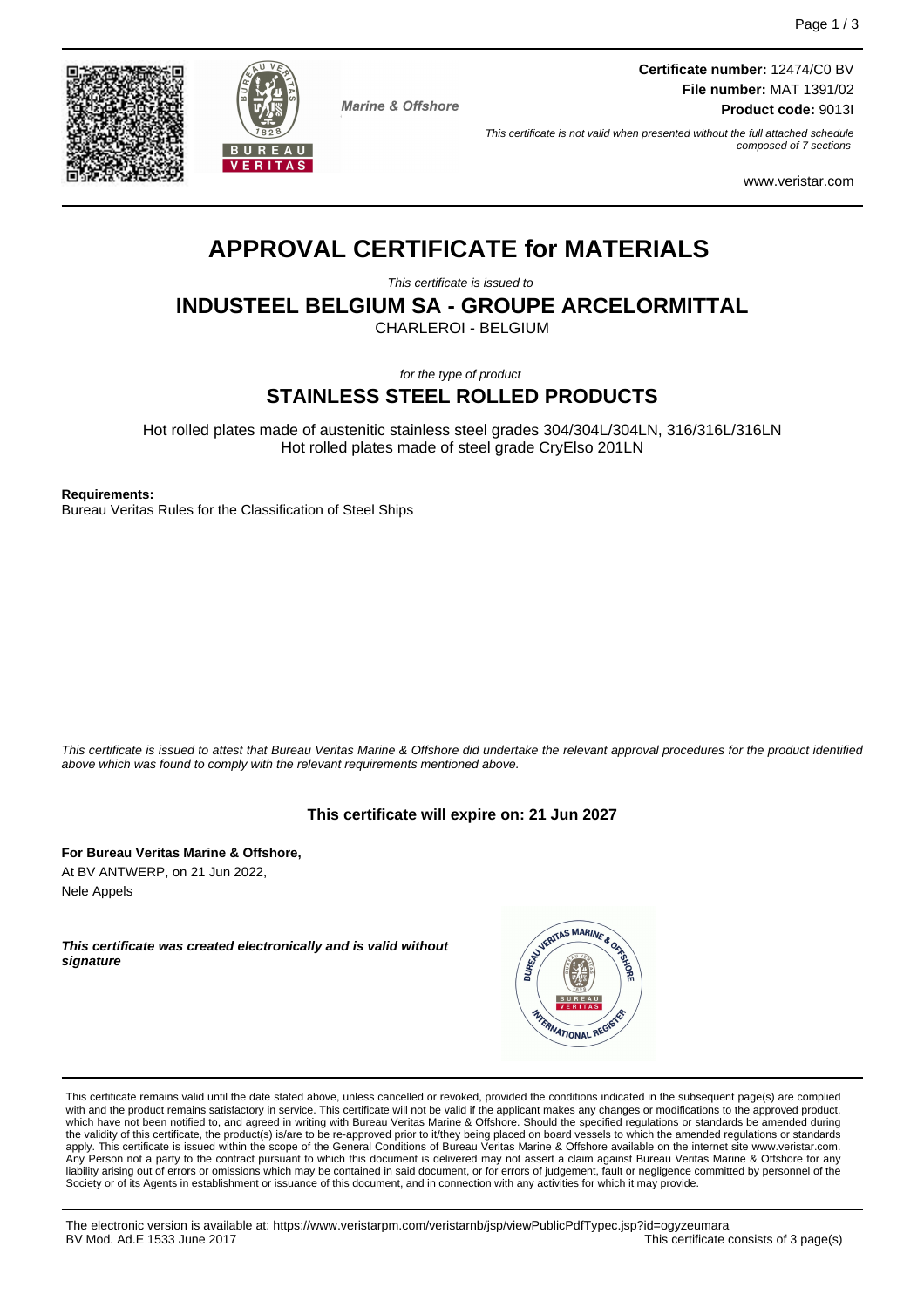**Certificate number:** 12474/C0 BV
**File number:** MAT 1391/02
**Product code:** 9013I

Marine & Offshore

*This certificate is not valid when presented without the full attached schedule composed of 7 sections*

www.veristar.com

# APPROVAL CERTIFICATE for MATERIALS

*This certificate is issued to*

## INDUSTEEL BELGIUM SA - GROUPE ARCELORMITTAL

CHARLEROI - BELGIUM

*for the type of product*

## STAINLESS STEEL ROLLED PRODUCTS

Hot rolled plates made of austenitic stainless steel grades 304/304L/304LN, 316/316L/316LN
Hot rolled plates made of steel grade CryElso 201LN

**Requirements:**
Bureau Veritas Rules for the Classification of Steel Ships

*This certificate is issued to attest that Bureau Veritas Marine & Offshore did undertake the relevant approval procedures for the product identified above which was found to comply with the relevant requirements mentioned above.*

**This certificate will expire on: 21 Jun 2027**

**For Bureau Veritas Marine & Offshore,**
At BV ANTWERP, on 21 Jun 2022,
Nele Appels

***This certificate was created electronically and is valid without signature***

This certificate remains valid until the date stated above, unless cancelled or revoked, provided the conditions indicated in the subsequent page(s) are complied with and the product remains satisfactory in service. This certificate will not be valid if the applicant makes any changes or modifications to the approved product, which have not been notified to, and agreed in writing with Bureau Veritas Marine & Offshore. Should the specified regulations or standards be amended during the validity of this certificate, the product(s) is/are to be re-approved prior to it/they being placed on board vessels to which the amended regulations or standards apply. This certificate is issued within the scope of the General Conditions of Bureau Veritas Marine & Offshore available on the internet site www.veristar.com. Any Person not a party to the contract pursuant to which this document is delivered may not assert a claim against Bureau Veritas Marine & Offshore for any liability arising out of errors or omissions which may be contained in said document, or for errors of judgement, fault or negligence committed by personnel of the Society or of its Agents in establishment or issuance of this document, and in connection with any activities for which it may provide.

The electronic version is available at: https://www.veristarpm.com/veristarnb/jsp/viewPublicPdfTypec.jsp?id=ogyzeumara
BV Mod. Ad.E 1533 June 2017
This certificate consists of 3 page(s)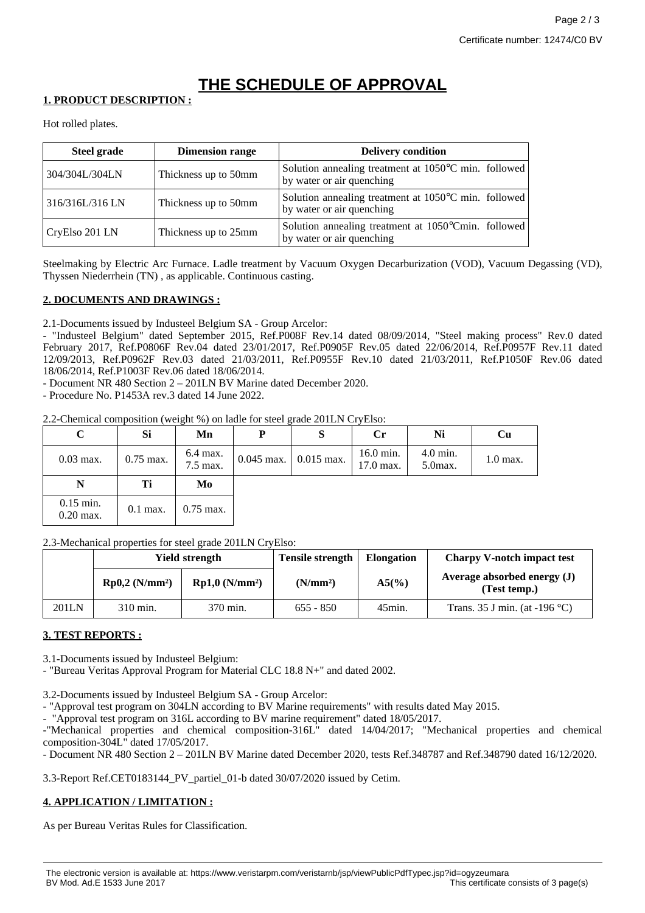# THE SCHEDULE OF APPROVAL

## 1. PRODUCT DESCRIPTION :

Hot rolled plates.

| Steel grade | Dimension range | Delivery condition |
|---|---|---|
| 304/304L/304LN | Thickness up to 50mm | Solution annealing treatment at 1050°C min. followed by water or air quenching |
| 316/316L/316 LN | Thickness up to 50mm | Solution annealing treatment at 1050°C min. followed by water or air quenching |
| CryElso 201 LN | Thickness up to 25mm | Solution annealing treatment at 1050°Cmin. followed by water or air quenching |

Steelmaking by Electric Arc Furnace. Ladle treatment by Vacuum Oxygen Decarburization (VOD), Vacuum Degassing (VD), Thyssen Niederrhein (TN) , as applicable. Continuous casting.

## 2. DOCUMENTS AND DRAWINGS :

2.1-Documents issued by Industeel Belgium SA - Group Arcelor:

- "Industeel Belgium" dated September 2015, Ref.P008F Rev.14 dated 08/09/2014, "Steel making process" Rev.0 dated February 2017, Ref.P0806F Rev.04 dated 23/01/2017, Ref.P0905F Rev.05 dated 22/06/2014, Ref.P0957F Rev.11 dated 12/09/2013, Ref.P0962F Rev.03 dated 21/03/2011, Ref.P0955F Rev.10 dated 21/03/2011, Ref.P1050F Rev.06 dated 18/06/2014, Ref.P1003F Rev.06 dated 18/06/2014.
- Document NR 480 Section 2 – 201LN BV Marine dated December 2020.
- Procedure No. P1453A rev.3 dated 14 June 2022.

2.2-Chemical composition (weight %) on ladle for steel grade 201LN CryElso:

| C | Si | Mn | P | S | Cr | Ni | Cu |
|---|---|---|---|---|---|---|---|
| 0.03 max. | 0.75 max. | 6.4 max. 7.5 max. | 0.045 max. | 0.015 max. | 16.0 min. 17.0 max. | 4.0 min. 5.0max. | 1.0 max. |
| **N** | **Ti** | **Mo** | | | | | |
| 0.15 min. 0.20 max. | 0.1 max. | 0.75 max. | | | | | |

2.3-Mechanical properties for steel grade 201LN CryElso:

| | Yield strength | | Tensile strength | Elongation | Charpy V-notch impact test |
|---|---|---|---|---|---|
| | Rp0,2 (N/mm²) | Rp1,0 (N/mm²) | (N/mm²) | A5(%) | Average absorbed energy (J) (Test temp.) |
| 201LN | 310 min. | 370 min. | 655 - 850 | 45min. | Trans. 35 J min. (at -196 °C) |

## 3. TEST REPORTS :

3.1-Documents issued by Industeel Belgium:

- "Bureau Veritas Approval Program for Material CLC 18.8 N+" and dated 2002.

3.2-Documents issued by Industeel Belgium SA - Group Arcelor:

- "Approval test program on 304LN according to BV Marine requirements" with results dated May 2015.
- "Approval test program on 316L according to BV marine requirement" dated 18/05/2017.
- "Mechanical properties and chemical composition-316L" dated 14/04/2017; "Mechanical properties and chemical composition-304L" dated 17/05/2017.
- Document NR 480 Section 2 – 201LN BV Marine dated December 2020, tests Ref.348787 and Ref.348790 dated 16/12/2020.

3.3-Report Ref.CET0183144_PV_partiel_01-b dated 30/07/2020 issued by Cetim.

## 4. APPLICATION / LIMITATION :

As per Bureau Veritas Rules for Classification.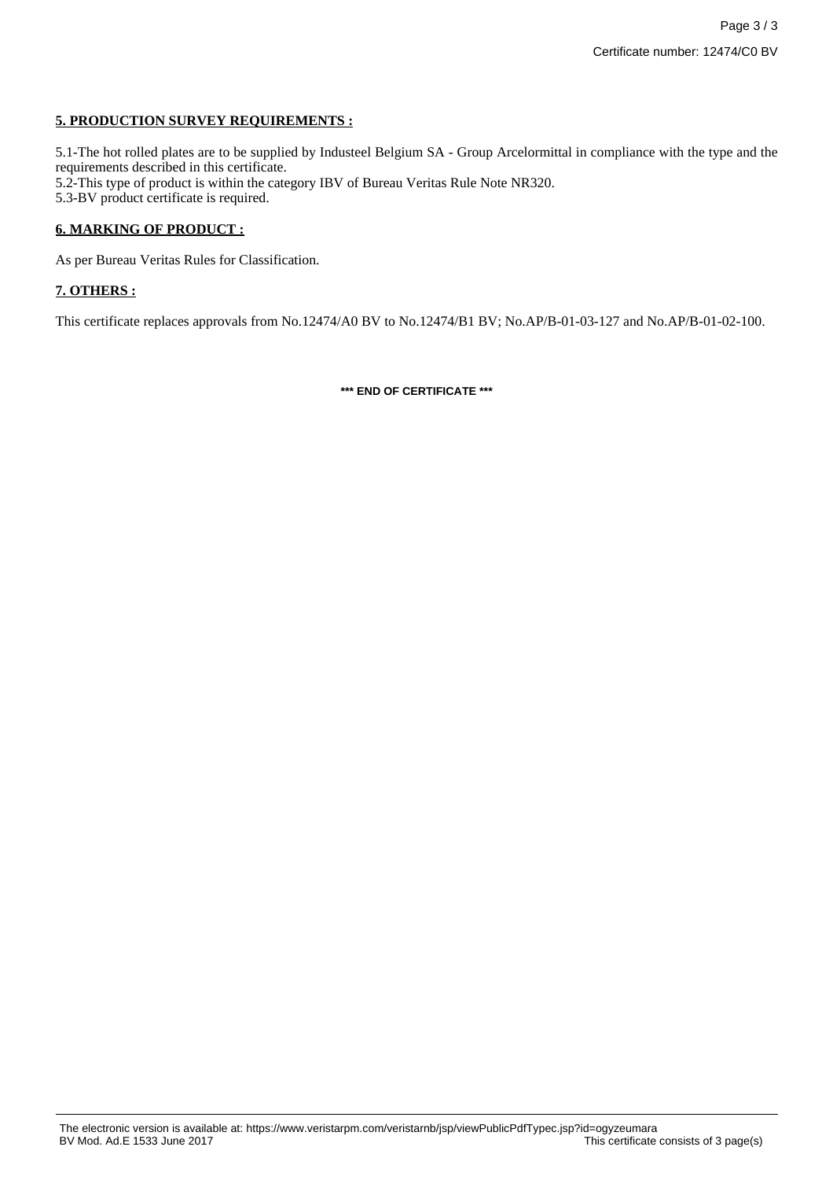## **5. PRODUCTION SURVEY REQUIREMENTS :**

5.1-The hot rolled plates are to be supplied by Industeel Belgium SA - Group Arcelormittal in compliance with the type and the requirements described in this certificate.
5.2-This type of product is within the category IBV of Bureau Veritas Rule Note NR320.
5.3-BV product certificate is required.

## **6. MARKING OF PRODUCT :**

As per Bureau Veritas Rules for Classification.

## **7. OTHERS :**

This certificate replaces approvals from No.12474/A0 BV to No.12474/B1 BV; No.AP/B-01-03-127 and No.AP/B-01-02-100.

**\*\*\* END OF CERTIFICATE \*\*\***

The electronic version is available at: https://www.veristarpm.com/veristarnb/jsp/viewPublicPdfTypec.jsp?id=ogyzeumara
BV Mod. Ad.E 1533 June 2017
This certificate consists of 3 page(s)